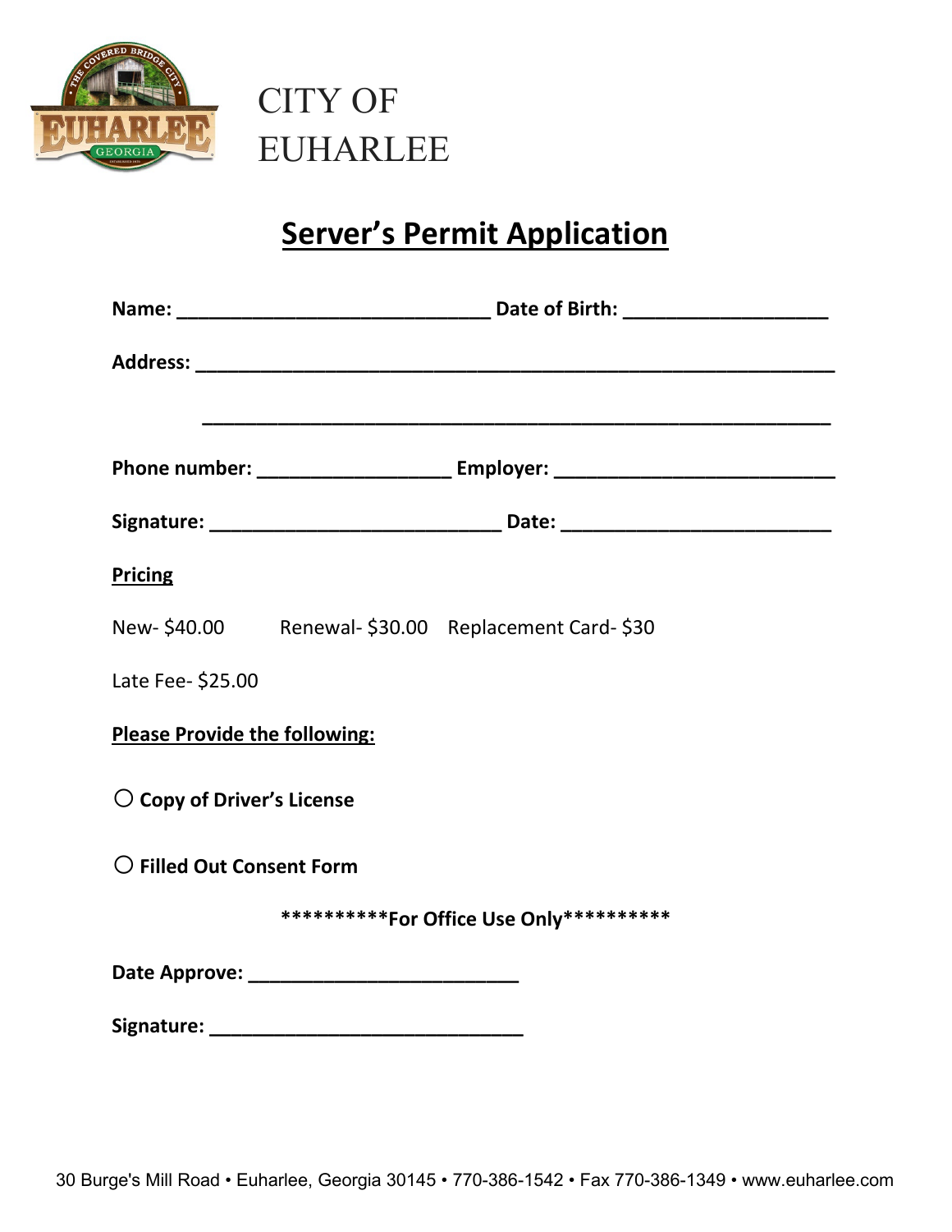# CITY OF EUHARLEE

## Server's Permit Application

**Name:** ______________________________ **Date of Birth:** ____________________

**Address:** ______________________________________________________________

______________________________________________________________

**Phone number:** ___________________ **Employer:** ___________________________

**Signature:** ____________________________ **Date:** __________________________

**Pricing**

New- $40.00 Renewal- $30.00 Replacement Card- $30

Late Fee- $25.00

**Please Provide the following:**

○ **Copy of Driver's License**

○ **Filled Out Consent Form**

**\*\*\*\*\*\*\*\*\*\*For Office Use Only\*\*\*\*\*\*\*\*\*\***

**Date Approve:** __________________________

**Signature:** ______________________________

30 Burge's Mill Road • Euharlee, Georgia 30145 • 770-386-1542 • Fax 770-386-1349 • www.euharlee.com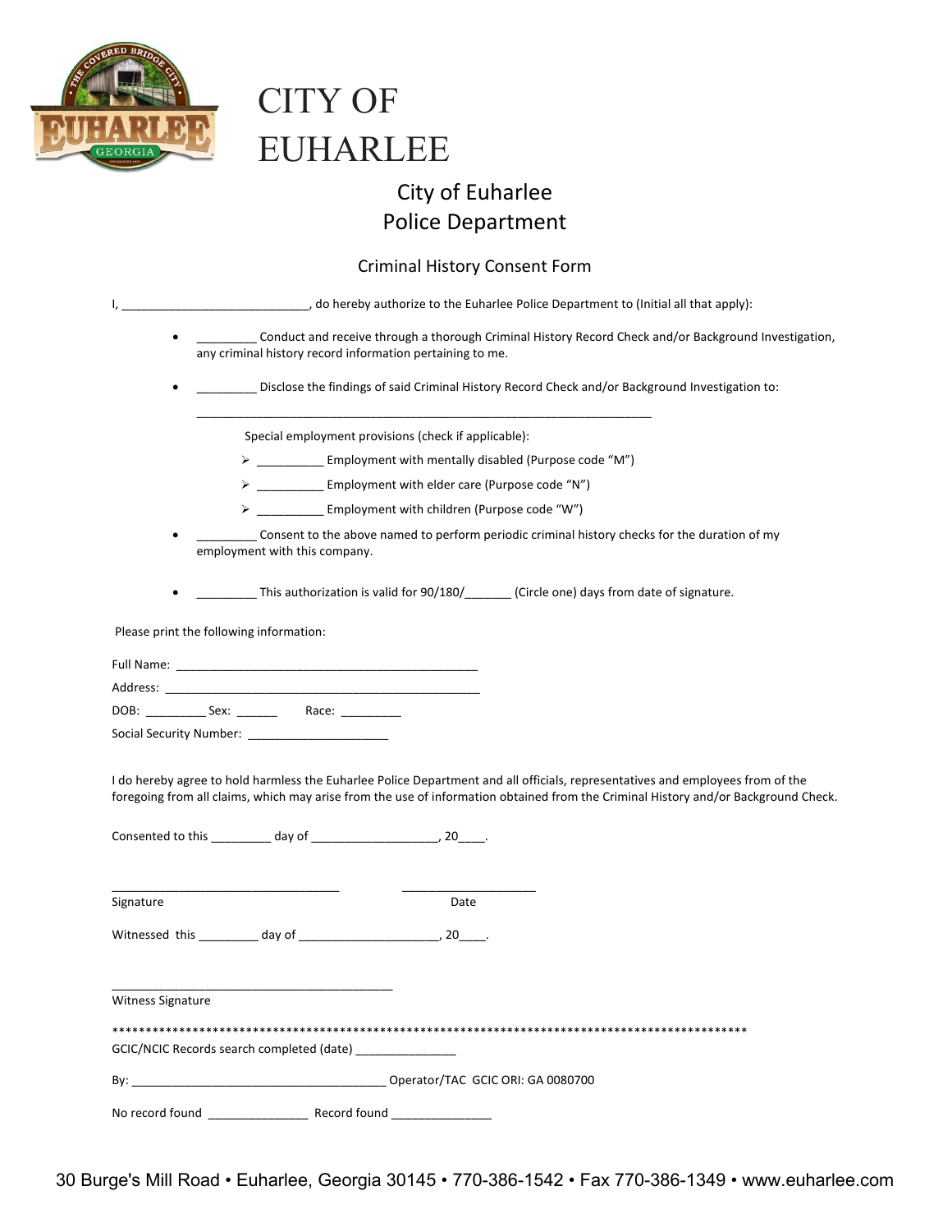# CITY OF EUHARLEE

## City of Euharlee
## Police Department

### Criminal History Consent Form

I, ____________________________, do hereby authorize to the Euharlee Police Department to (Initial all that apply):

- _________ Conduct and receive through a thorough Criminal History Record Check and/or Background Investigation, any criminal history record information pertaining to me.

- _________ Disclose the findings of said Criminal History Record Check and/or Background Investigation to:

  ______________________________________________________________________

  Special employment provisions (check if applicable):

  - __________ Employment with mentally disabled (Purpose code "M")
  - __________ Employment with elder care (Purpose code "N")
  - __________ Employment with children (Purpose code "W")

- _________ Consent to the above named to perform periodic criminal history checks for the duration of my employment with this company.

- _________ This authorization is valid for 90/180/_______ (Circle one) days from date of signature.

Please print the following information:

Full Name: ______________________________________________

Address: ________________________________________________

DOB: _________ Sex: ______ Race: _________

Social Security Number: _____________________

I do hereby agree to hold harmless the Euharlee Police Department and all officials, representatives and employees from of the foregoing from all claims, which may arise from the use of information obtained from the Criminal History and/or Background Check.

Consented to this _________ day of ___________________, 20____.

__________________________________ ____________________

Signature Date

Witnessed this _________ day of _____________________, 20____.

__________________________________________

Witness Signature

***************************************************************************************************

GCIC/NCIC Records search completed (date) _______________

By: ______________________________________ Operator/TAC GCIC ORI: GA 0080700

No record found _______________ Record found _______________

30 Burge's Mill Road • Euharlee, Georgia 30145 • 770-386-1542 • Fax 770-386-1349 • www.euharlee.com